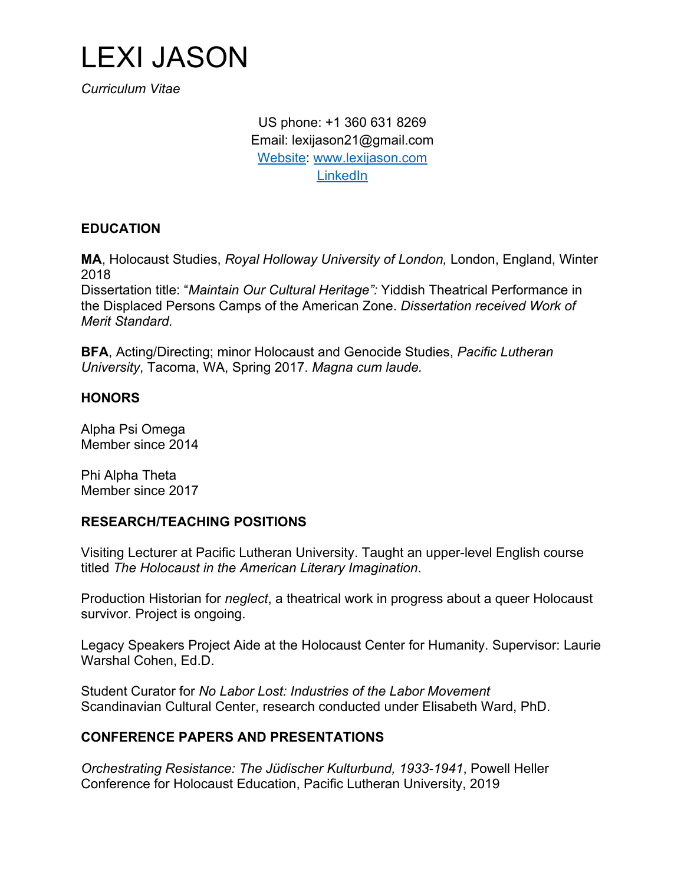# LEXI JASON

*Curriculum Vitae*

US phone: +1 360 631 8269
Email: lexijason21@gmail.com
[Website](www.lexijason.com): [www.lexijason.com](www.lexijason.com)
LinkedIn

## EDUCATION

**MA**, Holocaust Studies, *Royal Holloway University of London,* London, England, Winter 2018
Dissertation title: "*Maintain Our Cultural Heritage":* Yiddish Theatrical Performance in the Displaced Persons Camps of the American Zone. *Dissertation received Work of Merit Standard.*

**BFA**, Acting/Directing; minor Holocaust and Genocide Studies, *Pacific Lutheran University*, Tacoma, WA, Spring 2017. *Magna cum laude.*

## HONORS

Alpha Psi Omega
Member since 2014

Phi Alpha Theta
Member since 2017

## RESEARCH/TEACHING POSITIONS

Visiting Lecturer at Pacific Lutheran University. Taught an upper-level English course titled *The Holocaust in the American Literary Imagination*.

Production Historian for *neglect*, a theatrical work in progress about a queer Holocaust survivor. Project is ongoing.

Legacy Speakers Project Aide at the Holocaust Center for Humanity. Supervisor: Laurie Warshal Cohen, Ed.D.

Student Curator for *No Labor Lost: Industries of the Labor Movement*
Scandinavian Cultural Center, research conducted under Elisabeth Ward, PhD.

## CONFERENCE PAPERS AND PRESENTATIONS

*Orchestrating Resistance: The Jüdischer Kulturbund, 1933-1941*, Powell Heller Conference for Holocaust Education, Pacific Lutheran University, 2019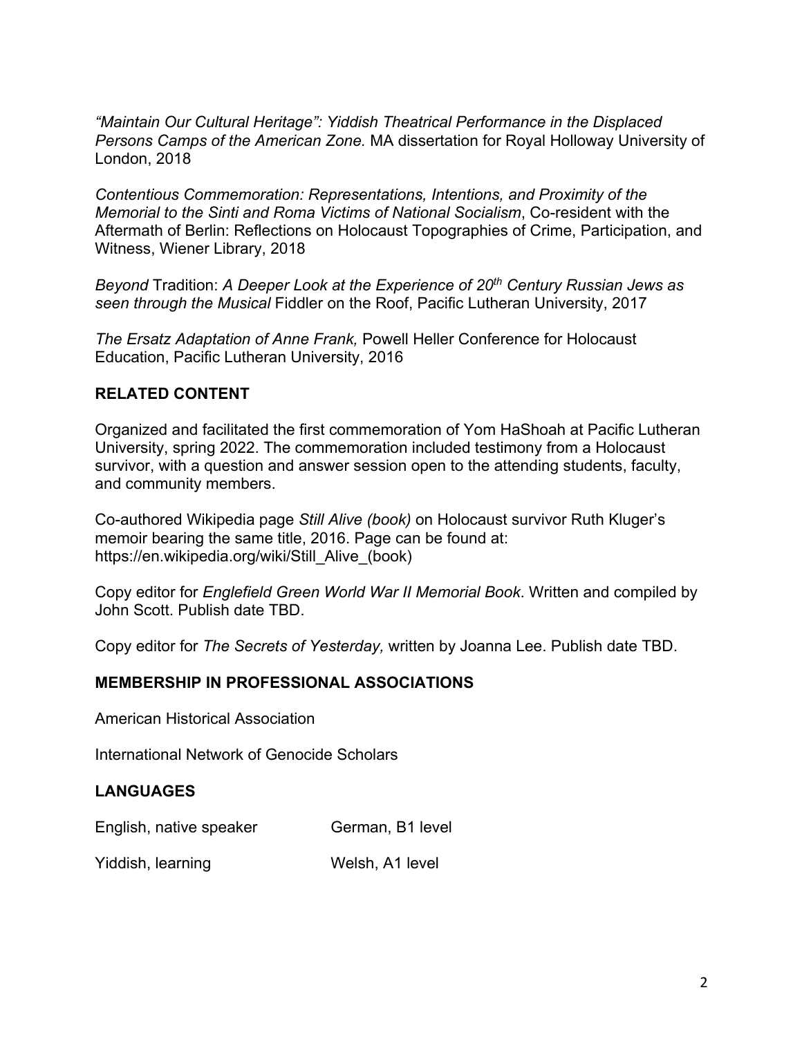*"Maintain Our Cultural Heritage": Yiddish Theatrical Performance in the Displaced Persons Camps of the American Zone.* MA dissertation for Royal Holloway University of London, 2018

*Contentious Commemoration: Representations, Intentions, and Proximity of the Memorial to the Sinti and Roma Victims of National Socialism*, Co-resident with the Aftermath of Berlin: Reflections on Holocaust Topographies of Crime, Participation, and Witness, Wiener Library, 2018

*Beyond* Tradition: *A Deeper Look at the Experience of 20th Century Russian Jews as seen through the Musical* Fiddler on the Roof, Pacific Lutheran University, 2017

*The Ersatz Adaptation of Anne Frank,* Powell Heller Conference for Holocaust Education, Pacific Lutheran University, 2016

## RELATED CONTENT

Organized and facilitated the first commemoration of Yom HaShoah at Pacific Lutheran University, spring 2022. The commemoration included testimony from a Holocaust survivor, with a question and answer session open to the attending students, faculty, and community members.

Co-authored Wikipedia page *Still Alive (book)* on Holocaust survivor Ruth Kluger's memoir bearing the same title, 2016. Page can be found at: https://en.wikipedia.org/wiki/Still_Alive_(book)

Copy editor for *Englefield Green World War II Memorial Book*. Written and compiled by John Scott. Publish date TBD.

Copy editor for *The Secrets of Yesterday,* written by Joanna Lee. Publish date TBD.

## MEMBERSHIP IN PROFESSIONAL ASSOCIATIONS

American Historical Association

International Network of Genocide Scholars

## LANGUAGES

English, native speaker

German, B1 level

Yiddish, learning

Welsh, A1 level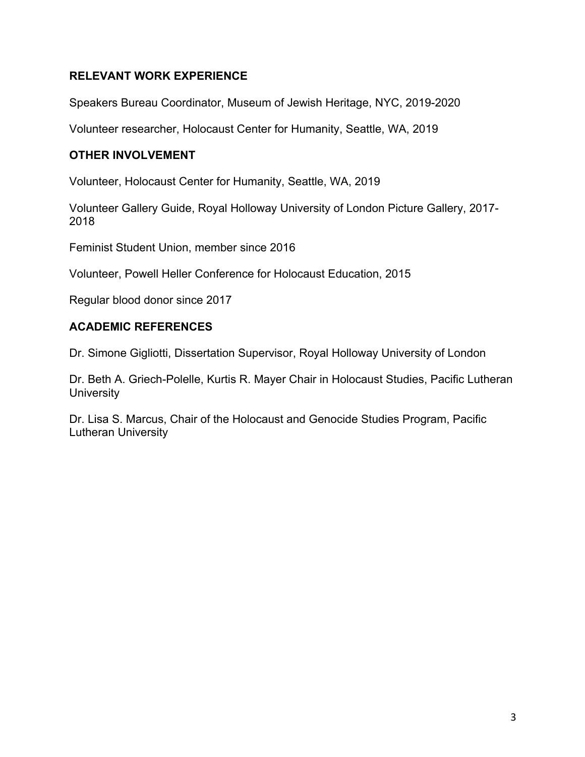## RELEVANT WORK EXPERIENCE

Speakers Bureau Coordinator, Museum of Jewish Heritage, NYC, 2019-2020

Volunteer researcher, Holocaust Center for Humanity, Seattle, WA, 2019

## OTHER INVOLVEMENT

Volunteer, Holocaust Center for Humanity, Seattle, WA, 2019

Volunteer Gallery Guide, Royal Holloway University of London Picture Gallery, 2017-2018

Feminist Student Union, member since 2016

Volunteer, Powell Heller Conference for Holocaust Education, 2015

Regular blood donor since 2017

## ACADEMIC REFERENCES

Dr. Simone Gigliotti, Dissertation Supervisor, Royal Holloway University of London

Dr. Beth A. Griech-Polelle, Kurtis R. Mayer Chair in Holocaust Studies, Pacific Lutheran University

Dr. Lisa S. Marcus, Chair of the Holocaust and Genocide Studies Program, Pacific Lutheran University